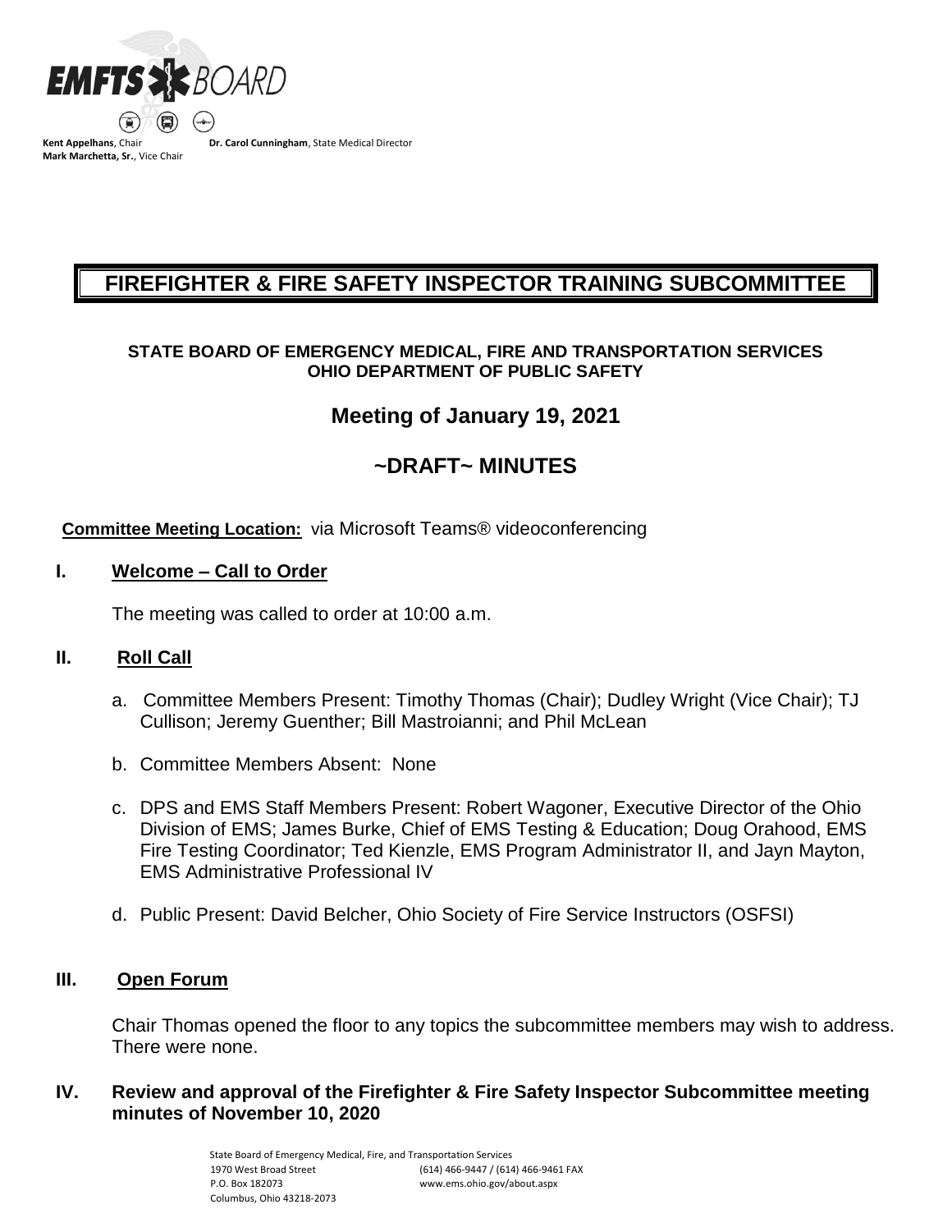**EMFTS BOARD**

**Kent Appelhans**, Chair
**Mark Marchetta, Sr.**, Vice Chair
**Dr. Carol Cunningham**, State Medical Director

# FIREFIGHTER & FIRE SAFETY INSPECTOR TRAINING SUBCOMMITTEE

**STATE BOARD OF EMERGENCY MEDICAL, FIRE AND TRANSPORTATION SERVICES**
**OHIO DEPARTMENT OF PUBLIC SAFETY**

## Meeting of January 19, 2021

## ~DRAFT~ MINUTES

**Committee Meeting Location:** via Microsoft Teams® videoconferencing

### I. Welcome – Call to Order

The meeting was called to order at 10:00 a.m.

### II. Roll Call

a. Committee Members Present: Timothy Thomas (Chair); Dudley Wright (Vice Chair); TJ Cullison; Jeremy Guenther; Bill Mastroianni; and Phil McLean

b. Committee Members Absent: None

c. DPS and EMS Staff Members Present: Robert Wagoner, Executive Director of the Ohio Division of EMS; James Burke, Chief of EMS Testing & Education; Doug Orahood, EMS Fire Testing Coordinator; Ted Kienzle, EMS Program Administrator II, and Jayn Mayton, EMS Administrative Professional IV

d. Public Present: David Belcher, Ohio Society of Fire Service Instructors (OSFSI)

### III. Open Forum

Chair Thomas opened the floor to any topics the subcommittee members may wish to address. There were none.

### IV. Review and approval of the Firefighter & Fire Safety Inspector Subcommittee meeting minutes of November 10, 2020

State Board of Emergency Medical, Fire, and Transportation Services
1970 West Broad Street
P.O. Box 182073
Columbus, Ohio 43218-2073
(614) 466-9447 / (614) 466-9461 FAX
www.ems.ohio.gov/about.aspx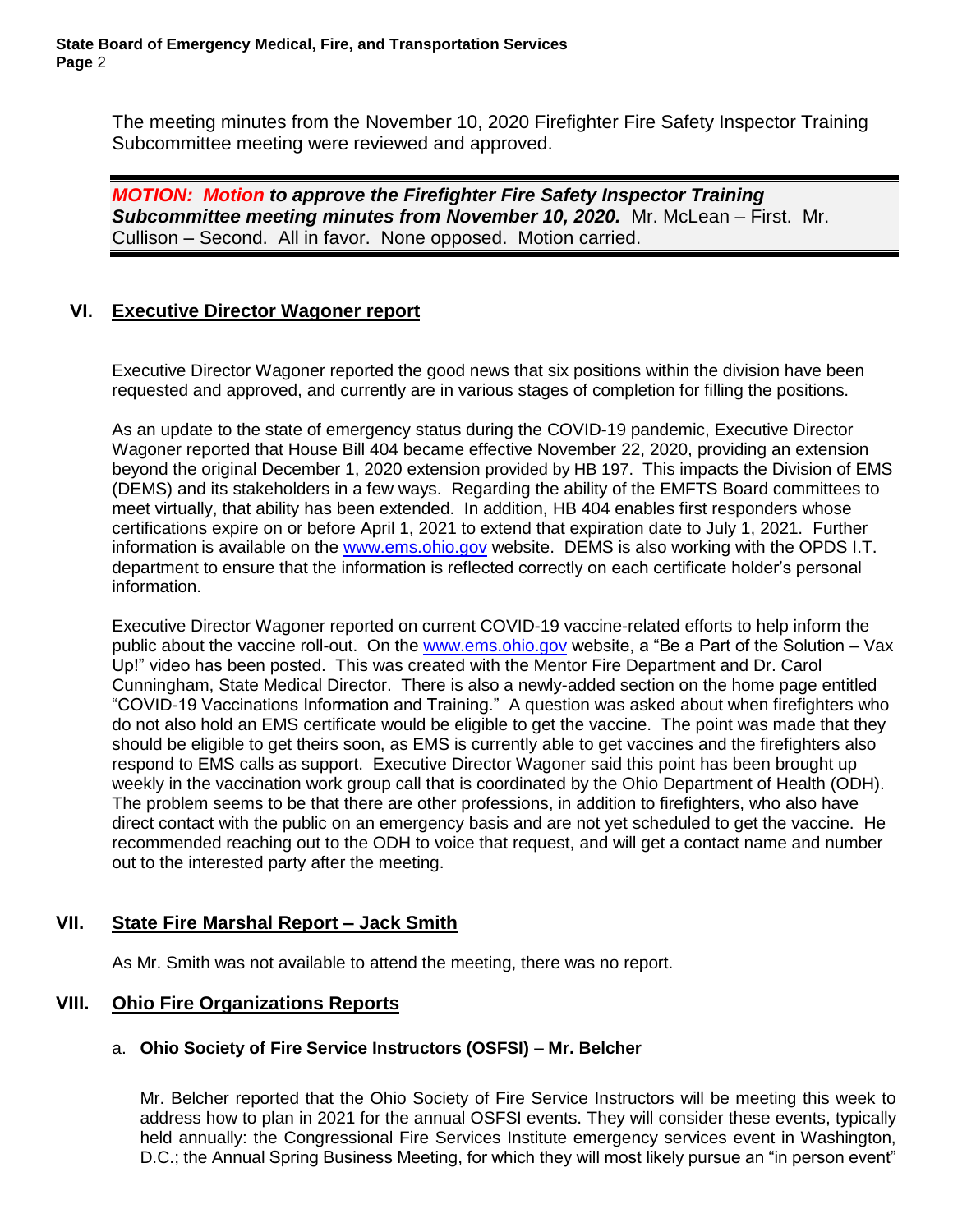The meeting minutes from the November 10, 2020 Firefighter Fire Safety Inspector Training Subcommittee meeting were reviewed and approved.

***MOTION: Motion to approve the Firefighter Fire Safety Inspector Training Subcommittee meeting minutes from November 10, 2020.*** Mr. McLean – First. Mr. Cullison – Second. All in favor. None opposed. Motion carried.

## VI. Executive Director Wagoner report

Executive Director Wagoner reported the good news that six positions within the division have been requested and approved, and currently are in various stages of completion for filling the positions.

As an update to the state of emergency status during the COVID-19 pandemic, Executive Director Wagoner reported that House Bill 404 became effective November 22, 2020, providing an extension beyond the original December 1, 2020 extension provided by HB 197. This impacts the Division of EMS (DEMS) and its stakeholders in a few ways. Regarding the ability of the EMFTS Board committees to meet virtually, that ability has been extended. In addition, HB 404 enables first responders whose certifications expire on or before April 1, 2021 to extend that expiration date to July 1, 2021. Further information is available on the www.ems.ohio.gov website. DEMS is also working with the OPDS I.T. department to ensure that the information is reflected correctly on each certificate holder's personal information.

Executive Director Wagoner reported on current COVID-19 vaccine-related efforts to help inform the public about the vaccine roll-out. On the www.ems.ohio.gov website, a "Be a Part of the Solution – Vax Up!" video has been posted. This was created with the Mentor Fire Department and Dr. Carol Cunningham, State Medical Director. There is also a newly-added section on the home page entitled "COVID-19 Vaccinations Information and Training." A question was asked about when firefighters who do not also hold an EMS certificate would be eligible to get the vaccine. The point was made that they should be eligible to get theirs soon, as EMS is currently able to get vaccines and the firefighters also respond to EMS calls as support. Executive Director Wagoner said this point has been brought up weekly in the vaccination work group call that is coordinated by the Ohio Department of Health (ODH). The problem seems to be that there are other professions, in addition to firefighters, who also have direct contact with the public on an emergency basis and are not yet scheduled to get the vaccine. He recommended reaching out to the ODH to voice that request, and will get a contact name and number out to the interested party after the meeting.

## VII. State Fire Marshal Report – Jack Smith

As Mr. Smith was not available to attend the meeting, there was no report.

## VIII. Ohio Fire Organizations Reports

### a. Ohio Society of Fire Service Instructors (OSFSI) – Mr. Belcher

Mr. Belcher reported that the Ohio Society of Fire Service Instructors will be meeting this week to address how to plan in 2021 for the annual OSFSI events. They will consider these events, typically held annually: the Congressional Fire Services Institute emergency services event in Washington, D.C.; the Annual Spring Business Meeting, for which they will most likely pursue an "in person event"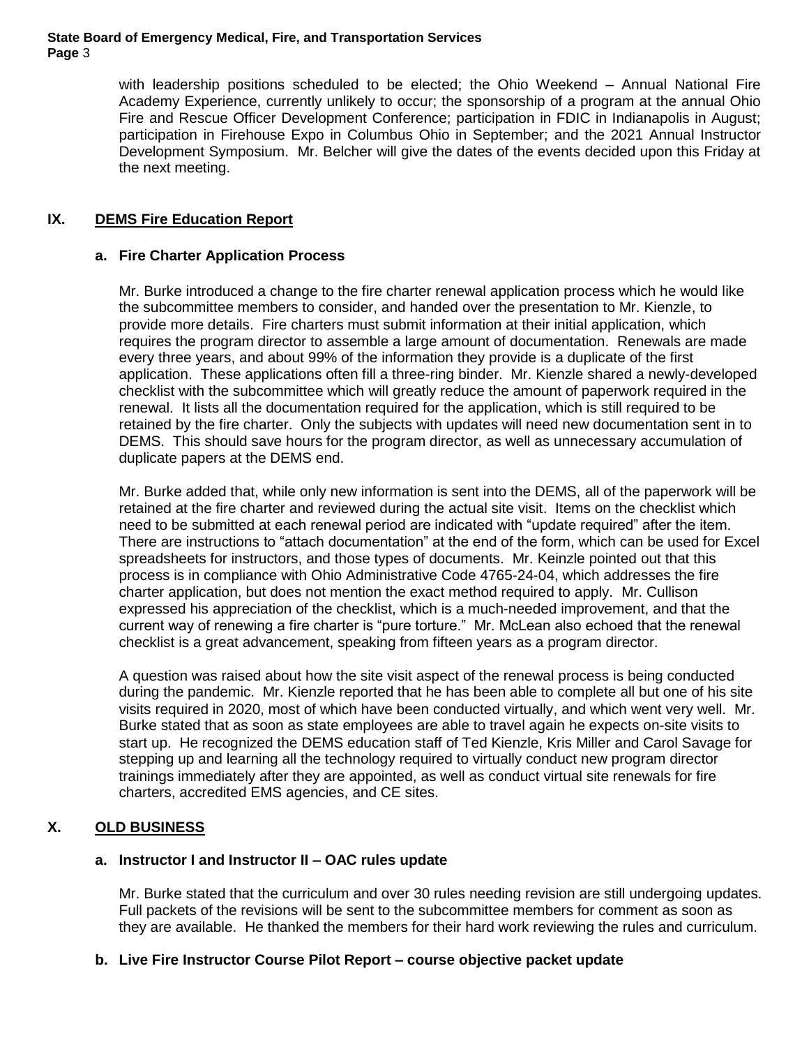with leadership positions scheduled to be elected; the Ohio Weekend – Annual National Fire Academy Experience, currently unlikely to occur; the sponsorship of a program at the annual Ohio Fire and Rescue Officer Development Conference; participation in FDIC in Indianapolis in August; participation in Firehouse Expo in Columbus Ohio in September; and the 2021 Annual Instructor Development Symposium. Mr. Belcher will give the dates of the events decided upon this Friday at the next meeting.

## IX. DEMS Fire Education Report

### a. Fire Charter Application Process

Mr. Burke introduced a change to the fire charter renewal application process which he would like the subcommittee members to consider, and handed over the presentation to Mr. Kienzle, to provide more details. Fire charters must submit information at their initial application, which requires the program director to assemble a large amount of documentation. Renewals are made every three years, and about 99% of the information they provide is a duplicate of the first application. These applications often fill a three-ring binder. Mr. Kienzle shared a newly-developed checklist with the subcommittee which will greatly reduce the amount of paperwork required in the renewal. It lists all the documentation required for the application, which is still required to be retained by the fire charter. Only the subjects with updates will need new documentation sent in to DEMS. This should save hours for the program director, as well as unnecessary accumulation of duplicate papers at the DEMS end.

Mr. Burke added that, while only new information is sent into the DEMS, all of the paperwork will be retained at the fire charter and reviewed during the actual site visit. Items on the checklist which need to be submitted at each renewal period are indicated with "update required" after the item. There are instructions to "attach documentation" at the end of the form, which can be used for Excel spreadsheets for instructors, and those types of documents. Mr. Keinzle pointed out that this process is in compliance with Ohio Administrative Code 4765-24-04, which addresses the fire charter application, but does not mention the exact method required to apply. Mr. Cullison expressed his appreciation of the checklist, which is a much-needed improvement, and that the current way of renewing a fire charter is "pure torture." Mr. McLean also echoed that the renewal checklist is a great advancement, speaking from fifteen years as a program director.

A question was raised about how the site visit aspect of the renewal process is being conducted during the pandemic. Mr. Kienzle reported that he has been able to complete all but one of his site visits required in 2020, most of which have been conducted virtually, and which went very well. Mr. Burke stated that as soon as state employees are able to travel again he expects on-site visits to start up. He recognized the DEMS education staff of Ted Kienzle, Kris Miller and Carol Savage for stepping up and learning all the technology required to virtually conduct new program director trainings immediately after they are appointed, as well as conduct virtual site renewals for fire charters, accredited EMS agencies, and CE sites.

## X. OLD BUSINESS

### a. Instructor I and Instructor II – OAC rules update

Mr. Burke stated that the curriculum and over 30 rules needing revision are still undergoing updates. Full packets of the revisions will be sent to the subcommittee members for comment as soon as they are available. He thanked the members for their hard work reviewing the rules and curriculum.

### b. Live Fire Instructor Course Pilot Report – course objective packet update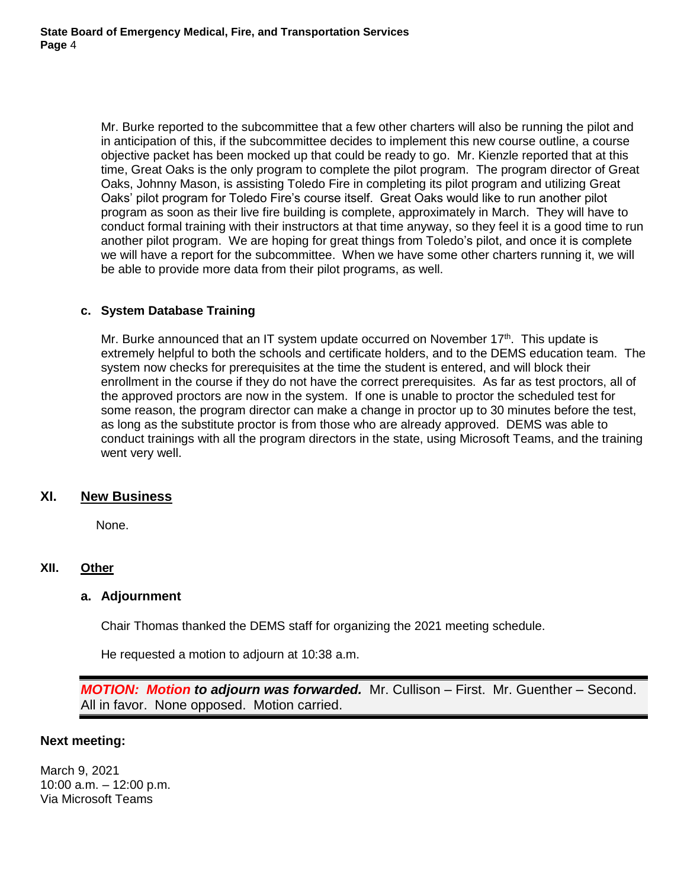Mr. Burke reported to the subcommittee that a few other charters will also be running the pilot and in anticipation of this, if the subcommittee decides to implement this new course outline, a course objective packet has been mocked up that could be ready to go. Mr. Kienzle reported that at this time, Great Oaks is the only program to complete the pilot program. The program director of Great Oaks, Johnny Mason, is assisting Toledo Fire in completing its pilot program and utilizing Great Oaks' pilot program for Toledo Fire's course itself. Great Oaks would like to run another pilot program as soon as their live fire building is complete, approximately in March. They will have to conduct formal training with their instructors at that time anyway, so they feel it is a good time to run another pilot program. We are hoping for great things from Toledo's pilot, and once it is complete we will have a report for the subcommittee. When we have some other charters running it, we will be able to provide more data from their pilot programs, as well.

### c. System Database Training

Mr. Burke announced that an IT system update occurred on November 17th. This update is extremely helpful to both the schools and certificate holders, and to the DEMS education team. The system now checks for prerequisites at the time the student is entered, and will block their enrollment in the course if they do not have the correct prerequisites. As far as test proctors, all of the approved proctors are now in the system. If one is unable to proctor the scheduled test for some reason, the program director can make a change in proctor up to 30 minutes before the test, as long as the substitute proctor is from those who are already approved. DEMS was able to conduct trainings with all the program directors in the state, using Microsoft Teams, and the training went very well.

## XI. New Business

None.

## XII. Other

### a. Adjournment

Chair Thomas thanked the DEMS staff for organizing the 2021 meeting schedule.

He requested a motion to adjourn at 10:38 a.m.

***MOTION: Motion to adjourn was forwarded.*** Mr. Cullison – First. Mr. Guenther – Second. All in favor. None opposed. Motion carried.

**Next meeting:**

March 9, 2021
10:00 a.m. – 12:00 p.m.
Via Microsoft Teams